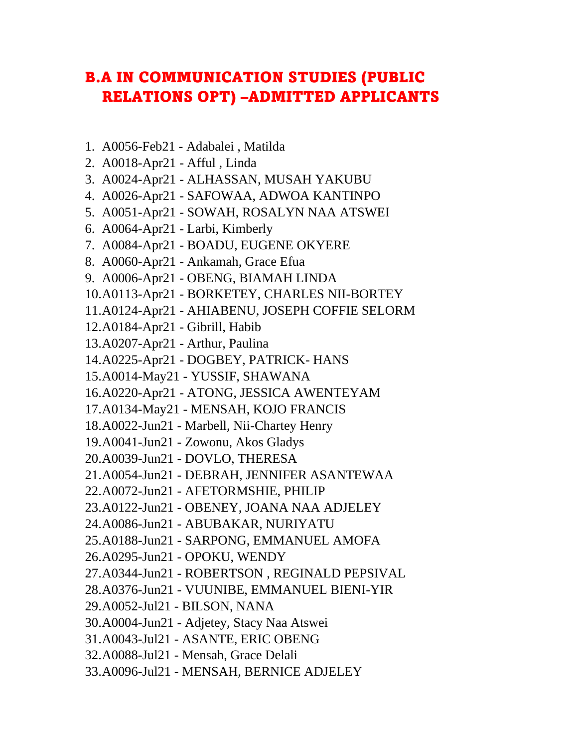# B.A IN COMMUNICATION STUDIES (PUBLIC RELATIONS OPT) –ADMITTED APPLICANTS

1. A0056-Feb21 - Adabalei , Matilda
2. A0018-Apr21 - Afful , Linda
3. A0024-Apr21 - ALHASSAN, MUSAH YAKUBU
4. A0026-Apr21 - SAFOWAA, ADWOA KANTINPO
5. A0051-Apr21 - SOWAH, ROSALYN NAA ATSWEI
6. A0064-Apr21 - Larbi, Kimberly
7. A0084-Apr21 - BOADU, EUGENE OKYERE
8. A0060-Apr21 - Ankamah, Grace Efua
9. A0006-Apr21 - OBENG, BIAMAH LINDA
10. A0113-Apr21 - BORKETEY, CHARLES NII-BORTEY
11. A0124-Apr21 - AHIABENU, JOSEPH COFFIE SELORM
12. A0184-Apr21 - Gibrill, Habib
13. A0207-Apr21 - Arthur, Paulina
14. A0225-Apr21 - DOGBEY, PATRICK- HANS
15. A0014-May21 - YUSSIF, SHAWANA
16. A0220-Apr21 - ATONG, JESSICA AWENTEYAM
17. A0134-May21 - MENSAH, KOJO FRANCIS
18. A0022-Jun21 - Marbell, Nii-Chartey Henry
19. A0041-Jun21 - Zowonu, Akos Gladys
20. A0039-Jun21 - DOVLO, THERESA
21. A0054-Jun21 - DEBRAH, JENNIFER ASANTEWAA
22. A0072-Jun21 - AFETORMSHIE, PHILIP
23. A0122-Jun21 - OBENEY, JOANA NAA ADJELEY
24. A0086-Jun21 - ABUBAKAR, NURIYATU
25. A0188-Jun21 - SARPONG, EMMANUEL AMOFA
26. A0295-Jun21 - OPOKU, WENDY
27. A0344-Jun21 - ROBERTSON , REGINALD PEPSIVAL
28. A0376-Jun21 - VUUNIBE, EMMANUEL BIENI-YIR
29. A0052-Jul21 - BILSON, NANA
30. A0004-Jun21 - Adjetey, Stacy Naa Atswei
31. A0043-Jul21 - ASANTE, ERIC OBENG
32. A0088-Jul21 - Mensah, Grace Delali
33. A0096-Jul21 - MENSAH, BERNICE ADJELEY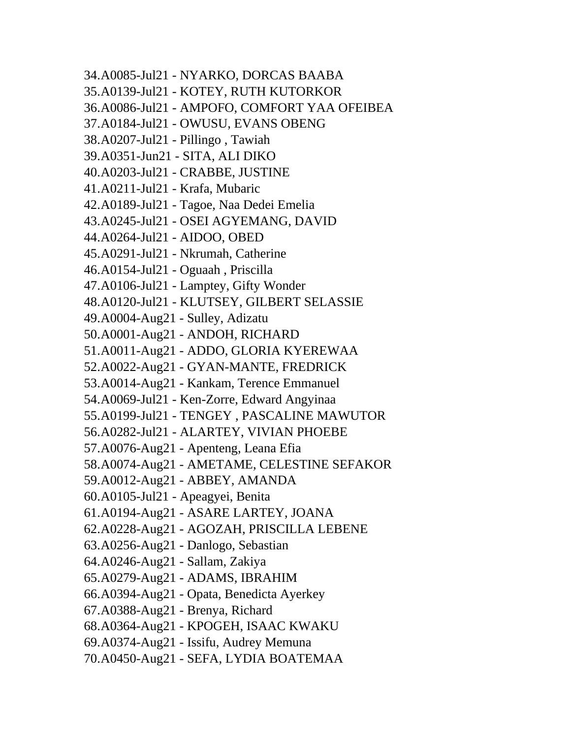34.A0085-Jul21 - NYARKO, DORCAS BAABA

35.A0139-Jul21 - KOTEY, RUTH KUTORKOR

36.A0086-Jul21 - AMPOFO, COMFORT YAA OFEIBEA

37.A0184-Jul21 - OWUSU, EVANS OBENG

38.A0207-Jul21 - Pillingo , Tawiah

39.A0351-Jun21 - SITA, ALI DIKO

40.A0203-Jul21 - CRABBE, JUSTINE

41.A0211-Jul21 - Krafa, Mubaric

42.A0189-Jul21 - Tagoe, Naa Dedei Emelia

43.A0245-Jul21 - OSEI AGYEMANG, DAVID

44.A0264-Jul21 - AIDOO, OBED

45.A0291-Jul21 - Nkrumah, Catherine

46.A0154-Jul21 - Oguaah , Priscilla

47.A0106-Jul21 - Lamptey, Gifty Wonder

48.A0120-Jul21 - KLUTSEY, GILBERT SELASSIE

49.A0004-Aug21 - Sulley, Adizatu

50.A0001-Aug21 - ANDOH, RICHARD

51.A0011-Aug21 - ADDO, GLORIA KYEREWAA

52.A0022-Aug21 - GYAN-MANTE, FREDRICK

53.A0014-Aug21 - Kankam, Terence Emmanuel

54.A0069-Jul21 - Ken-Zorre, Edward Angyinaa

55.A0199-Jul21 - TENGEY , PASCALINE MAWUTOR

56.A0282-Jul21 - ALARTEY, VIVIAN PHOEBE

57.A0076-Aug21 - Apenteng, Leana Efia

58.A0074-Aug21 - AMETAME, CELESTINE SEFAKOR

59.A0012-Aug21 - ABBEY, AMANDA

60.A0105-Jul21 - Apeagyei, Benita

61.A0194-Aug21 - ASARE LARTEY, JOANA

62.A0228-Aug21 - AGOZAH, PRISCILLA LEBENE

63.A0256-Aug21 - Danlogo, Sebastian

64.A0246-Aug21 - Sallam, Zakiya

65.A0279-Aug21 - ADAMS, IBRAHIM

66.A0394-Aug21 - Opata, Benedicta Ayerkey

67.A0388-Aug21 - Brenya, Richard

68.A0364-Aug21 - KPOGEH, ISAAC KWAKU

69.A0374-Aug21 - Issifu, Audrey Memuna

70.A0450-Aug21 - SEFA, LYDIA BOATEMAA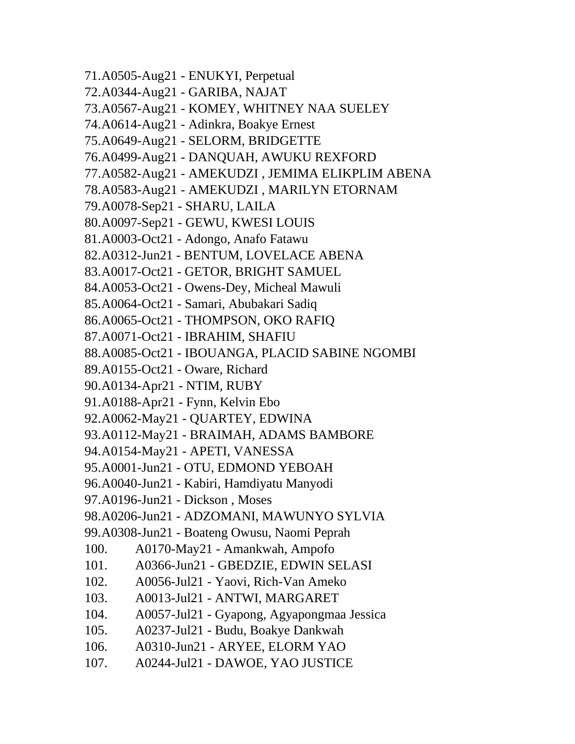71.A0505-Aug21 - ENUKYI, Perpetual

72.A0344-Aug21 - GARIBA, NAJAT

73.A0567-Aug21 - KOMEY, WHITNEY NAA SUELEY

74.A0614-Aug21 - Adinkra, Boakye Ernest

75.A0649-Aug21 - SELORM, BRIDGETTE

76.A0499-Aug21 - DANQUAH, AWUKU REXFORD

77.A0582-Aug21 - AMEKUDZI , JEMIMA ELIKPLIM ABENA

78.A0583-Aug21 - AMEKUDZI , MARILYN ETORNAM

79.A0078-Sep21 - SHARU, LAILA

80.A0097-Sep21 - GEWU, KWESI LOUIS

81.A0003-Oct21 - Adongo, Anafo Fatawu

82.A0312-Jun21 - BENTUM, LOVELACE ABENA

83.A0017-Oct21 - GETOR, BRIGHT SAMUEL

84.A0053-Oct21 - Owens-Dey, Micheal Mawuli

85.A0064-Oct21 - Samari, Abubakari Sadiq

86.A0065-Oct21 - THOMPSON, OKO RAFIQ

87.A0071-Oct21 - IBRAHIM, SHAFIU

88.A0085-Oct21 - IBOUANGA, PLACID SABINE NGOMBI

89.A0155-Oct21 - Oware, Richard

90.A0134-Apr21 - NTIM, RUBY

91.A0188-Apr21 - Fynn, Kelvin Ebo

92.A0062-May21 - QUARTEY, EDWINA

93.A0112-May21 - BRAIMAH, ADAMS BAMBORE

94.A0154-May21 - APETI, VANESSA

95.A0001-Jun21 - OTU, EDMOND YEBOAH

96.A0040-Jun21 - Kabiri, Hamdiyatu Manyodi

97.A0196-Jun21 - Dickson , Moses

98.A0206-Jun21 - ADZOMANI, MAWUNYO SYLVIA

99.A0308-Jun21 - Boateng Owusu, Naomi Peprah

100. A0170-May21 - Amankwah, Ampofo

101. A0366-Jun21 - GBEDZIE, EDWIN SELASI

102. A0056-Jul21 - Yaovi, Rich-Van Ameko

103. A0013-Jul21 - ANTWI, MARGARET

104. A0057-Jul21 - Gyapong, Agyapongmaa Jessica

105. A0237-Jul21 - Budu, Boakye Dankwah

106. A0310-Jun21 - ARYEE, ELORM YAO

107. A0244-Jul21 - DAWOE, YAO JUSTICE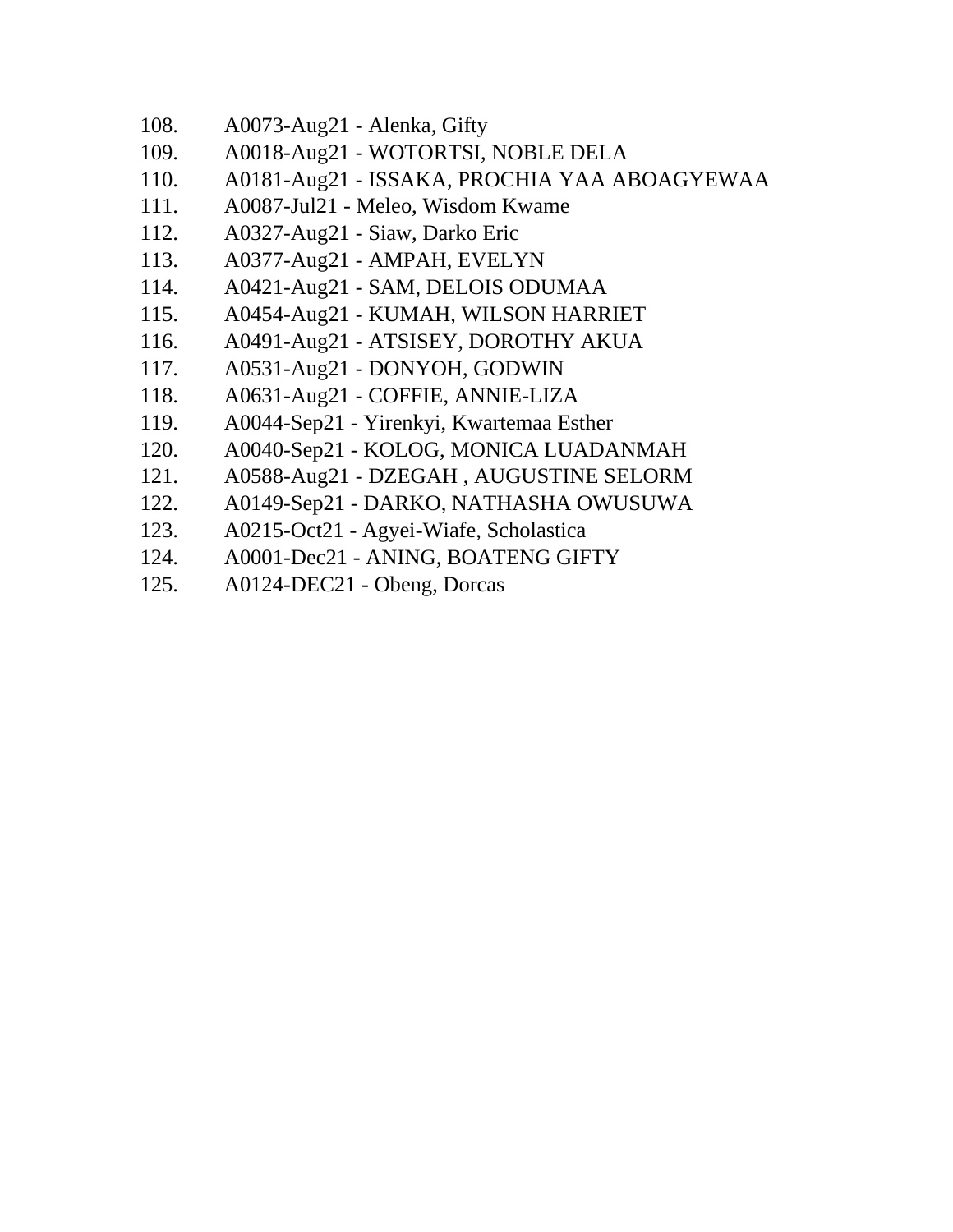108. A0073-Aug21 - Alenka, Gifty
109. A0018-Aug21 - WOTORTSI, NOBLE DELA
110. A0181-Aug21 - ISSAKA, PROCHIA YAA ABOAGYEWAA
111. A0087-Jul21 - Meleo, Wisdom Kwame
112. A0327-Aug21 - Siaw, Darko Eric
113. A0377-Aug21 - AMPAH, EVELYN
114. A0421-Aug21 - SAM, DELOIS ODUMAA
115. A0454-Aug21 - KUMAH, WILSON HARRIET
116. A0491-Aug21 - ATSISEY, DOROTHY AKUA
117. A0531-Aug21 - DONYOH, GODWIN
118. A0631-Aug21 - COFFIE, ANNIE-LIZA
119. A0044-Sep21 - Yirenkyi, Kwartemaa Esther
120. A0040-Sep21 - KOLOG, MONICA LUADANMAH
121. A0588-Aug21 - DZEGAH , AUGUSTINE SELORM
122. A0149-Sep21 - DARKO, NATHASHA OWUSUWA
123. A0215-Oct21 - Agyei-Wiafe, Scholastica
124. A0001-Dec21 - ANING, BOATENG GIFTY
125. A0124-DEC21 - Obeng, Dorcas